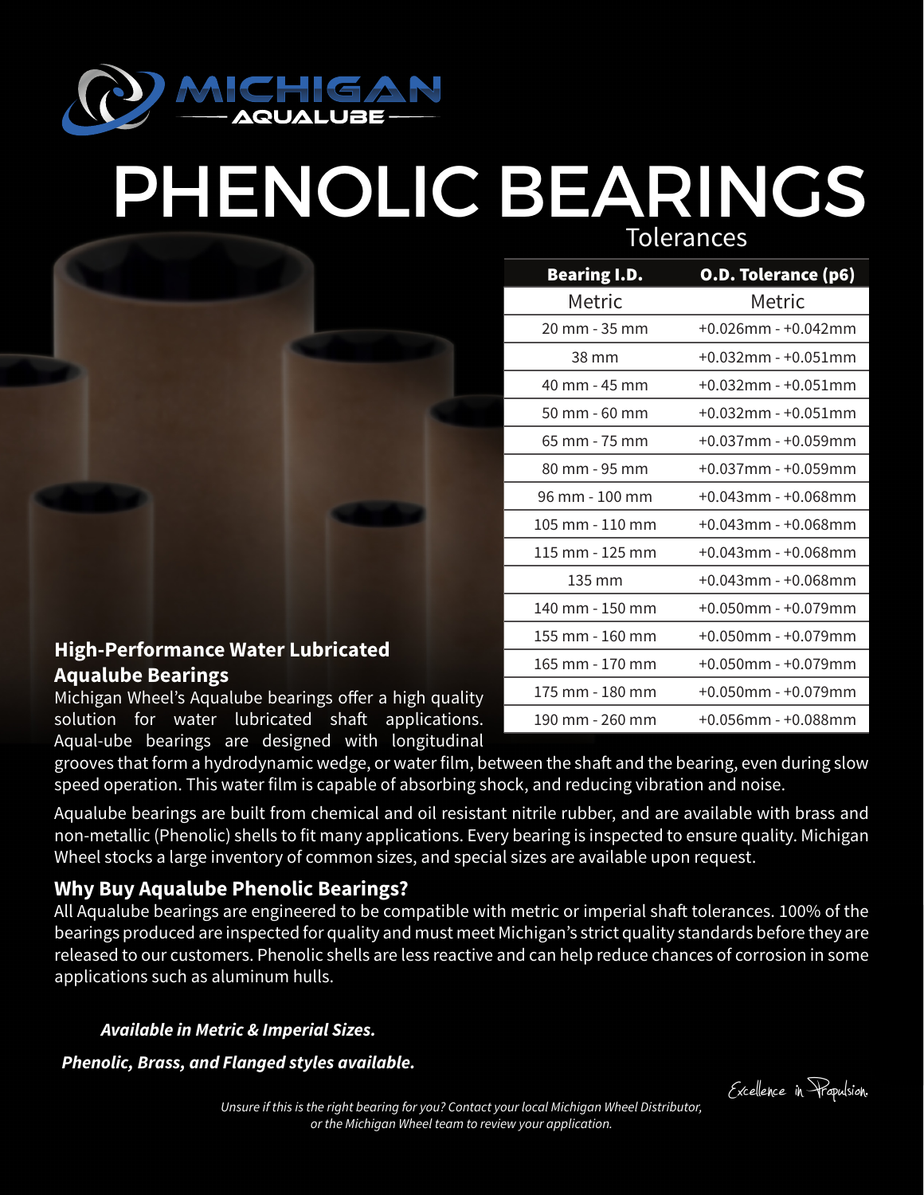MICHIGAN AQUALUBE

# PHENOLIC BEARINGS

## Tolerances

| Bearing I.D. | O.D. Tolerance (p6) |
|---|---|
| Metric | Metric |
| 20 mm - 35 mm | +0.026mm - +0.042mm |
| 38 mm | +0.032mm - +0.051mm |
| 40 mm - 45 mm | +0.032mm - +0.051mm |
| 50 mm - 60 mm | +0.032mm - +0.051mm |
| 65 mm - 75 mm | +0.037mm - +0.059mm |
| 80 mm - 95 mm | +0.037mm - +0.059mm |
| 96 mm - 100 mm | +0.043mm - +0.068mm |
| 105 mm - 110 mm | +0.043mm - +0.068mm |
| 115 mm - 125 mm | +0.043mm - +0.068mm |
| 135 mm | +0.043mm - +0.068mm |
| 140 mm - 150 mm | +0.050mm - +0.079mm |
| 155 mm - 160 mm | +0.050mm - +0.079mm |
| 165 mm - 170 mm | +0.050mm - +0.079mm |
| 175 mm - 180 mm | +0.050mm - +0.079mm |
| 190 mm - 260 mm | +0.056mm - +0.088mm |

### High-Performance Water Lubricated Aqualube Bearings

Michigan Wheel's Aqualube bearings offer a high quality solution for water lubricated shaft applications. Aqual-ube bearings are designed with longitudinal grooves that form a hydrodynamic wedge, or water film, between the shaft and the bearing, even during slow speed operation. This water film is capable of absorbing shock, and reducing vibration and noise.

Aqualube bearings are built from chemical and oil resistant nitrile rubber, and are available with brass and non-metallic (Phenolic) shells to fit many applications. Every bearing is inspected to ensure quality. Michigan Wheel stocks a large inventory of common sizes, and special sizes are available upon request.

### Why Buy Aqualube Phenolic Bearings?

All Aqualube bearings are engineered to be compatible with metric or imperial shaft tolerances. 100% of the bearings produced are inspected for quality and must meet Michigan's strict quality standards before they are released to our customers. Phenolic shells are less reactive and can help reduce chances of corrosion in some applications such as aluminum hulls.

***Available in Metric & Imperial Sizes.***

***Phenolic, Brass, and Flanged styles available.***

Excellence in Propulsion.

*Unsure if this is the right bearing for you? Contact your local Michigan Wheel Distributor, or the Michigan Wheel team to review your application.*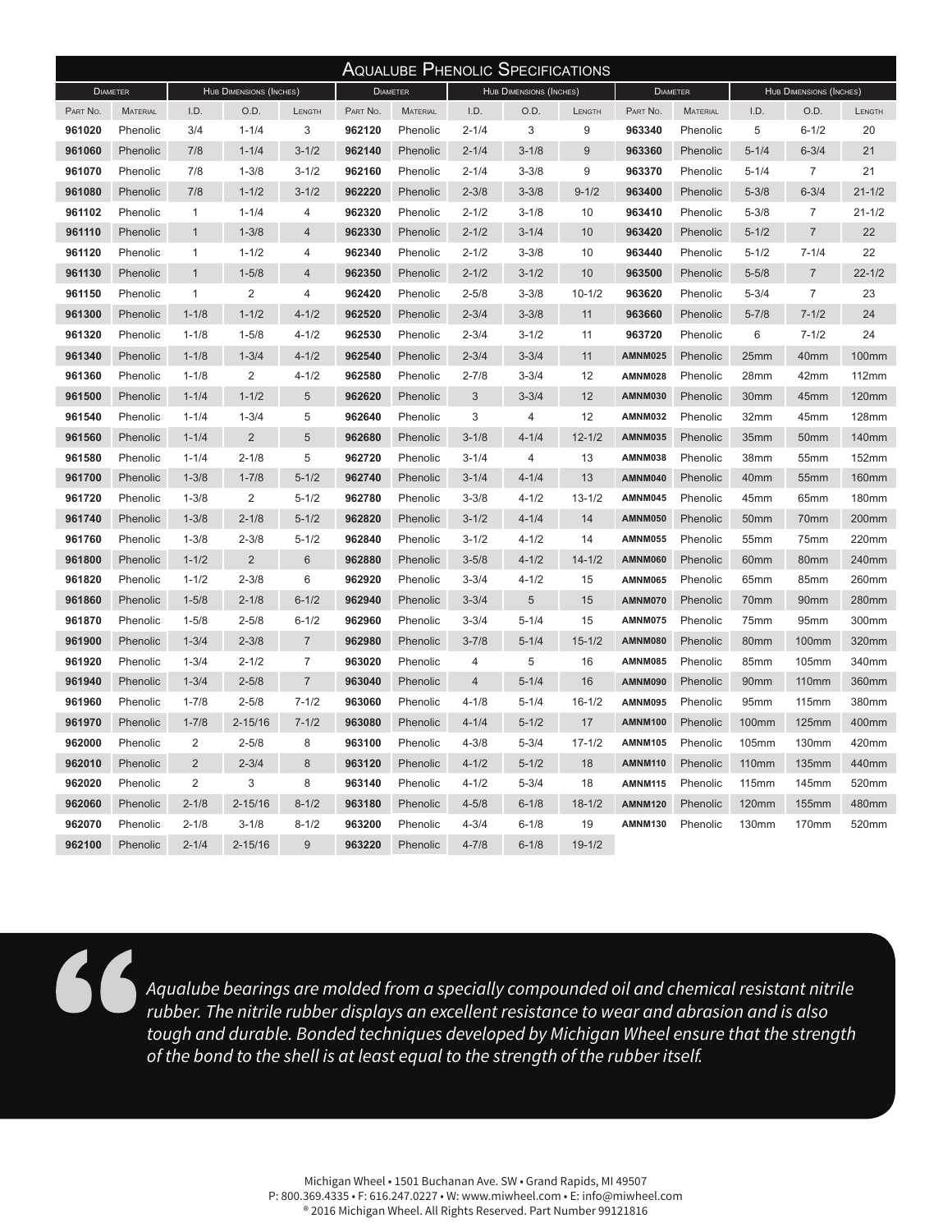## Aqualube Phenolic Specifications

| Diameter | | Hub Dimensions (Inches) | | | Diameter | | Hub Dimensions (Inches) | | | Diameter | | Hub Dimensions (Inches) | | |
|---|---|---|---|---|---|---|---|---|---|---|---|---|---|---|
| Part No. | Material | I.D. | O.D. | Length | Part No. | Material | I.D. | O.D. | Length | Part No. | Material | I.D. | O.D. | Length |
| **961020** | Phenolic | 3/4 | 1-1/4 | 3 | **962120** | Phenolic | 2-1/4 | 3 | 9 | **963340** | Phenolic | 5 | 6-1/2 | 20 |
| **961060** | Phenolic | 7/8 | 1-1/4 | 3-1/2 | **962140** | Phenolic | 2-1/4 | 3-1/8 | 9 | **963360** | Phenolic | 5-1/4 | 6-3/4 | 21 |
| **961070** | Phenolic | 7/8 | 1-3/8 | 3-1/2 | **962160** | Phenolic | 2-1/4 | 3-3/8 | 9 | **963370** | Phenolic | 5-1/4 | 7 | 21 |
| **961080** | Phenolic | 7/8 | 1-1/2 | 3-1/2 | **962220** | Phenolic | 2-3/8 | 3-3/8 | 9-1/2 | **963400** | Phenolic | 5-3/8 | 6-3/4 | 21-1/2 |
| **961102** | Phenolic | 1 | 1-1/4 | 4 | **962320** | Phenolic | 2-1/2 | 3-1/8 | 10 | **963410** | Phenolic | 5-3/8 | 7 | 21-1/2 |
| **961110** | Phenolic | 1 | 1-3/8 | 4 | **962330** | Phenolic | 2-1/2 | 3-1/4 | 10 | **963420** | Phenolic | 5-1/2 | 7 | 22 |
| **961120** | Phenolic | 1 | 1-1/2 | 4 | **962340** | Phenolic | 2-1/2 | 3-3/8 | 10 | **963440** | Phenolic | 5-1/2 | 7-1/4 | 22 |
| **961130** | Phenolic | 1 | 1-5/8 | 4 | **962350** | Phenolic | 2-1/2 | 3-1/2 | 10 | **963500** | Phenolic | 5-5/8 | 7 | 22-1/2 |
| **961150** | Phenolic | 1 | 2 | 4 | **962420** | Phenolic | 2-5/8 | 3-3/8 | 10-1/2 | **963620** | Phenolic | 5-3/4 | 7 | 23 |
| **961300** | Phenolic | 1-1/8 | 1-1/2 | 4-1/2 | **962520** | Phenolic | 2-3/4 | 3-3/8 | 11 | **963660** | Phenolic | 5-7/8 | 7-1/2 | 24 |
| **961320** | Phenolic | 1-1/8 | 1-5/8 | 4-1/2 | **962530** | Phenolic | 2-3/4 | 3-1/2 | 11 | **963720** | Phenolic | 6 | 7-1/2 | 24 |
| **961340** | Phenolic | 1-1/8 | 1-3/4 | 4-1/2 | **962540** | Phenolic | 2-3/4 | 3-3/4 | 11 | **AMNM025** | Phenolic | 25mm | 40mm | 100mm |
| **961360** | Phenolic | 1-1/8 | 2 | 4-1/2 | **962580** | Phenolic | 2-7/8 | 3-3/4 | 12 | **AMNM028** | Phenolic | 28mm | 42mm | 112mm |
| **961500** | Phenolic | 1-1/4 | 1-1/2 | 5 | **962620** | Phenolic | 3 | 3-3/4 | 12 | **AMNM030** | Phenolic | 30mm | 45mm | 120mm |
| **961540** | Phenolic | 1-1/4 | 1-3/4 | 5 | **962640** | Phenolic | 3 | 4 | 12 | **AMNM032** | Phenolic | 32mm | 45mm | 128mm |
| **961560** | Phenolic | 1-1/4 | 2 | 5 | **962680** | Phenolic | 3-1/8 | 4-1/4 | 12-1/2 | **AMNM035** | Phenolic | 35mm | 50mm | 140mm |
| **961580** | Phenolic | 1-1/4 | 2-1/8 | 5 | **962720** | Phenolic | 3-1/4 | 4 | 13 | **AMNM038** | Phenolic | 38mm | 55mm | 152mm |
| **961700** | Phenolic | 1-3/8 | 1-7/8 | 5-1/2 | **962740** | Phenolic | 3-1/4 | 4-1/4 | 13 | **AMNM040** | Phenolic | 40mm | 55mm | 160mm |
| **961720** | Phenolic | 1-3/8 | 2 | 5-1/2 | **962780** | Phenolic | 3-3/8 | 4-1/2 | 13-1/2 | **AMNM045** | Phenolic | 45mm | 65mm | 180mm |
| **961740** | Phenolic | 1-3/8 | 2-1/8 | 5-1/2 | **962820** | Phenolic | 3-1/2 | 4-1/4 | 14 | **AMNM050** | Phenolic | 50mm | 70mm | 200mm |
| **961760** | Phenolic | 1-3/8 | 2-3/8 | 5-1/2 | **962840** | Phenolic | 3-1/2 | 4-1/2 | 14 | **AMNM055** | Phenolic | 55mm | 75mm | 220mm |
| **961800** | Phenolic | 1-1/2 | 2 | 6 | **962880** | Phenolic | 3-5/8 | 4-1/2 | 14-1/2 | **AMNM060** | Phenolic | 60mm | 80mm | 240mm |
| **961820** | Phenolic | 1-1/2 | 2-3/8 | 6 | **962920** | Phenolic | 3-3/4 | 4-1/2 | 15 | **AMNM065** | Phenolic | 65mm | 85mm | 260mm |
| **961860** | Phenolic | 1-5/8 | 2-1/8 | 6-1/2 | **962940** | Phenolic | 3-3/4 | 5 | 15 | **AMNM070** | Phenolic | 70mm | 90mm | 280mm |
| **961870** | Phenolic | 1-5/8 | 2-5/8 | 6-1/2 | **962960** | Phenolic | 3-3/4 | 5-1/4 | 15 | **AMNM075** | Phenolic | 75mm | 95mm | 300mm |
| **961900** | Phenolic | 1-3/4 | 2-3/8 | 7 | **962980** | Phenolic | 3-7/8 | 5-1/4 | 15-1/2 | **AMNM080** | Phenolic | 80mm | 100mm | 320mm |
| **961920** | Phenolic | 1-3/4 | 2-1/2 | 7 | **963020** | Phenolic | 4 | 5 | 16 | **AMNM085** | Phenolic | 85mm | 105mm | 340mm |
| **961940** | Phenolic | 1-3/4 | 2-5/8 | 7 | **963040** | Phenolic | 4 | 5-1/4 | 16 | **AMNM090** | Phenolic | 90mm | 110mm | 360mm |
| **961960** | Phenolic | 1-7/8 | 2-5/8 | 7-1/2 | **963060** | Phenolic | 4-1/8 | 5-1/4 | 16-1/2 | **AMNM095** | Phenolic | 95mm | 115mm | 380mm |
| **961970** | Phenolic | 1-7/8 | 2-15/16 | 7-1/2 | **963080** | Phenolic | 4-1/4 | 5-1/2 | 17 | **AMNM100** | Phenolic | 100mm | 125mm | 400mm |
| **962000** | Phenolic | 2 | 2-5/8 | 8 | **963100** | Phenolic | 4-3/8 | 5-3/4 | 17-1/2 | **AMNM105** | Phenolic | 105mm | 130mm | 420mm |
| **962010** | Phenolic | 2 | 2-3/4 | 8 | **963120** | Phenolic | 4-1/2 | 5-1/2 | 18 | **AMNM110** | Phenolic | 110mm | 135mm | 440mm |
| **962020** | Phenolic | 2 | 3 | 8 | **963140** | Phenolic | 4-1/2 | 5-3/4 | 18 | **AMNM115** | Phenolic | 115mm | 145mm | 520mm |
| **962060** | Phenolic | 2-1/8 | 2-15/16 | 8-1/2 | **963180** | Phenolic | 4-5/8 | 6-1/8 | 18-1/2 | **AMNM120** | Phenolic | 120mm | 155mm | 480mm |
| **962070** | Phenolic | 2-1/8 | 3-1/8 | 8-1/2 | **963200** | Phenolic | 4-3/4 | 6-1/8 | 19 | **AMNM130** | Phenolic | 130mm | 170mm | 520mm |
| **962100** | Phenolic | 2-1/4 | 2-15/16 | 9 | **963220** | Phenolic | 4-7/8 | 6-1/8 | 19-1/2 | | | | | |

*Aqualube bearings are molded from a specially compounded oil and chemical resistant nitrile rubber. The nitrile rubber displays an excellent resistance to wear and abrasion and is also tough and durable. Bonded techniques developed by Michigan Wheel ensure that the strength of the bond to the shell is at least equal to the strength of the rubber itself.*

Michigan Wheel • 1501 Buchanan Ave. SW • Grand Rapids, MI 49507
P: 800.369.4335 • F: 616.247.0227 • W: www.miwheel.com • E: info@miwheel.com
® 2016 Michigan Wheel. All Rights Reserved. Part Number 99121816